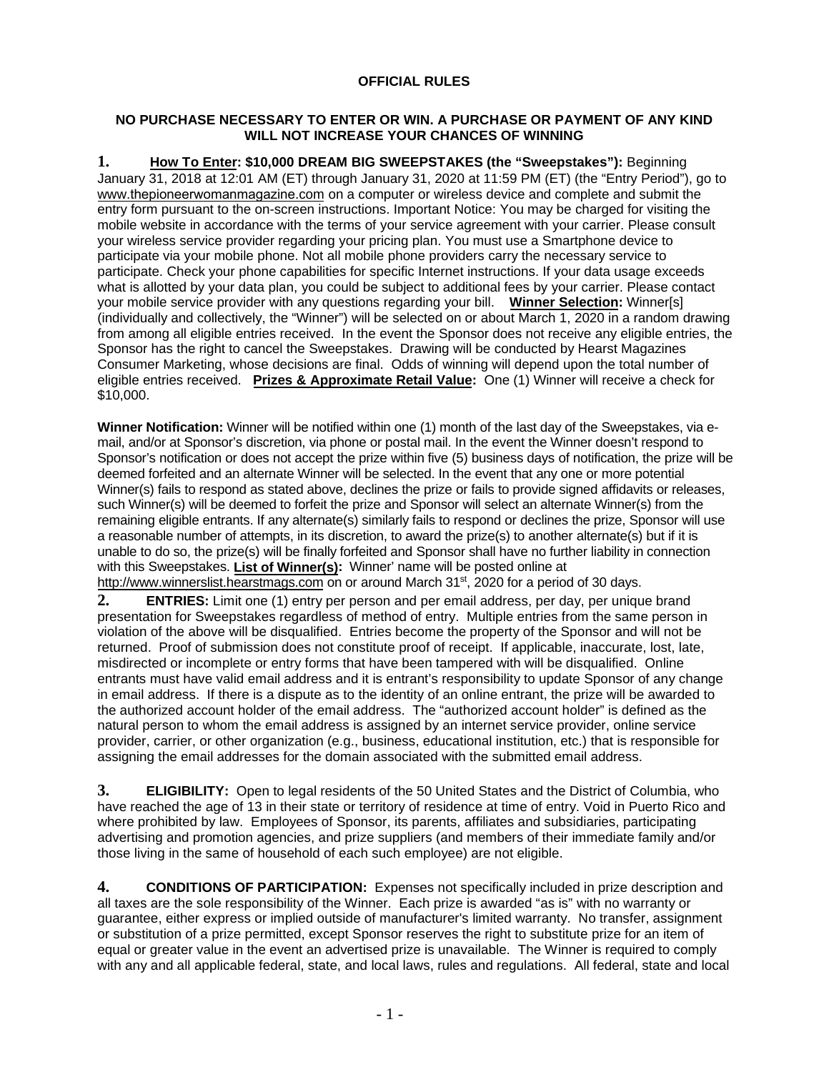**OFFICIAL RULES**

**NO PURCHASE NECESSARY TO ENTER OR WIN. A PURCHASE OR PAYMENT OF ANY KIND WILL NOT INCREASE YOUR CHANCES OF WINNING**

**1.** **How To Enter: $10,000 DREAM BIG SWEEPSTAKES (the "Sweepstakes"):** Beginning January 31, 2018 at 12:01 AM (ET) through January 31, 2020 at 11:59 PM (ET) (the "Entry Period"), go to www.thepioneerwomanmagazine.com on a computer or wireless device and complete and submit the entry form pursuant to the on-screen instructions. Important Notice: You may be charged for visiting the mobile website in accordance with the terms of your service agreement with your carrier. Please consult your wireless service provider regarding your pricing plan. You must use a Smartphone device to participate via your mobile phone. Not all mobile phone providers carry the necessary service to participate. Check your phone capabilities for specific Internet instructions. If your data usage exceeds what is allotted by your data plan, you could be subject to additional fees by your carrier. Please contact your mobile service provider with any questions regarding your bill. **Winner Selection:** Winner[s] (individually and collectively, the "Winner") will be selected on or about March 1, 2020 in a random drawing from among all eligible entries received. In the event the Sponsor does not receive any eligible entries, the Sponsor has the right to cancel the Sweepstakes. Drawing will be conducted by Hearst Magazines Consumer Marketing, whose decisions are final. Odds of winning will depend upon the total number of eligible entries received. **Prizes & Approximate Retail Value:** One (1) Winner will receive a check for $10,000.

**Winner Notification:** Winner will be notified within one (1) month of the last day of the Sweepstakes, via e-mail, and/or at Sponsor's discretion, via phone or postal mail. In the event the Winner doesn't respond to Sponsor's notification or does not accept the prize within five (5) business days of notification, the prize will be deemed forfeited and an alternate Winner will be selected. In the event that any one or more potential Winner(s) fails to respond as stated above, declines the prize or fails to provide signed affidavits or releases, such Winner(s) will be deemed to forfeit the prize and Sponsor will select an alternate Winner(s) from the remaining eligible entrants. If any alternate(s) similarly fails to respond or declines the prize, Sponsor will use a reasonable number of attempts, in its discretion, to award the prize(s) to another alternate(s) but if it is unable to do so, the prize(s) will be finally forfeited and Sponsor shall have no further liability in connection with this Sweepstakes. **List of Winner(s):** Winner' name will be posted online at http://www.winnerslist.hearstmags.com on or around March 31st, 2020 for a period of 30 days.

**2.** **ENTRIES:** Limit one (1) entry per person and per email address, per day, per unique brand presentation for Sweepstakes regardless of method of entry. Multiple entries from the same person in violation of the above will be disqualified. Entries become the property of the Sponsor and will not be returned. Proof of submission does not constitute proof of receipt. If applicable, inaccurate, lost, late, misdirected or incomplete or entry forms that have been tampered with will be disqualified. Online entrants must have valid email address and it is entrant's responsibility to update Sponsor of any change in email address. If there is a dispute as to the identity of an online entrant, the prize will be awarded to the authorized account holder of the email address. The "authorized account holder" is defined as the natural person to whom the email address is assigned by an internet service provider, online service provider, carrier, or other organization (e.g., business, educational institution, etc.) that is responsible for assigning the email addresses for the domain associated with the submitted email address.

**3.** **ELIGIBILITY:** Open to legal residents of the 50 United States and the District of Columbia, who have reached the age of 13 in their state or territory of residence at time of entry. Void in Puerto Rico and where prohibited by law. Employees of Sponsor, its parents, affiliates and subsidiaries, participating advertising and promotion agencies, and prize suppliers (and members of their immediate family and/or those living in the same of household of each such employee) are not eligible.

**4.** **CONDITIONS OF PARTICIPATION:** Expenses not specifically included in prize description and all taxes are the sole responsibility of the Winner. Each prize is awarded "as is" with no warranty or guarantee, either express or implied outside of manufacturer's limited warranty. No transfer, assignment or substitution of a prize permitted, except Sponsor reserves the right to substitute prize for an item of equal or greater value in the event an advertised prize is unavailable. The Winner is required to comply with any and all applicable federal, state, and local laws, rules and regulations. All federal, state and local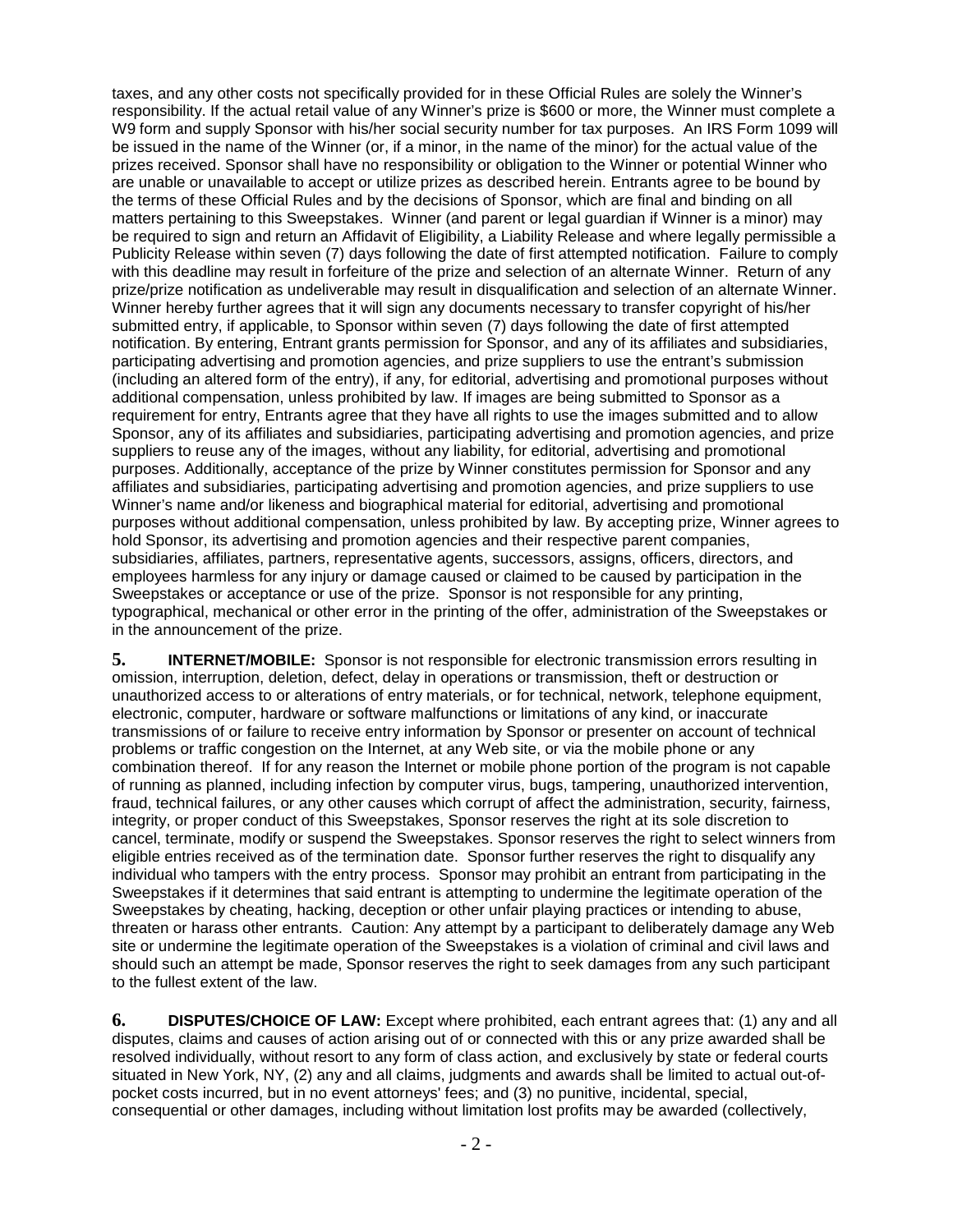taxes, and any other costs not specifically provided for in these Official Rules are solely the Winner's responsibility. If the actual retail value of any Winner's prize is $600 or more, the Winner must complete a W9 form and supply Sponsor with his/her social security number for tax purposes. An IRS Form 1099 will be issued in the name of the Winner (or, if a minor, in the name of the minor) for the actual value of the prizes received. Sponsor shall have no responsibility or obligation to the Winner or potential Winner who are unable or unavailable to accept or utilize prizes as described herein. Entrants agree to be bound by the terms of these Official Rules and by the decisions of Sponsor, which are final and binding on all matters pertaining to this Sweepstakes. Winner (and parent or legal guardian if Winner is a minor) may be required to sign and return an Affidavit of Eligibility, a Liability Release and where legally permissible a Publicity Release within seven (7) days following the date of first attempted notification. Failure to comply with this deadline may result in forfeiture of the prize and selection of an alternate Winner. Return of any prize/prize notification as undeliverable may result in disqualification and selection of an alternate Winner. Winner hereby further agrees that it will sign any documents necessary to transfer copyright of his/her submitted entry, if applicable, to Sponsor within seven (7) days following the date of first attempted notification. By entering, Entrant grants permission for Sponsor, and any of its affiliates and subsidiaries, participating advertising and promotion agencies, and prize suppliers to use the entrant's submission (including an altered form of the entry), if any, for editorial, advertising and promotional purposes without additional compensation, unless prohibited by law. If images are being submitted to Sponsor as a requirement for entry, Entrants agree that they have all rights to use the images submitted and to allow Sponsor, any of its affiliates and subsidiaries, participating advertising and promotion agencies, and prize suppliers to reuse any of the images, without any liability, for editorial, advertising and promotional purposes. Additionally, acceptance of the prize by Winner constitutes permission for Sponsor and any affiliates and subsidiaries, participating advertising and promotion agencies, and prize suppliers to use Winner's name and/or likeness and biographical material for editorial, advertising and promotional purposes without additional compensation, unless prohibited by law. By accepting prize, Winner agrees to hold Sponsor, its advertising and promotion agencies and their respective parent companies, subsidiaries, affiliates, partners, representative agents, successors, assigns, officers, directors, and employees harmless for any injury or damage caused or claimed to be caused by participation in the Sweepstakes or acceptance or use of the prize. Sponsor is not responsible for any printing, typographical, mechanical or other error in the printing of the offer, administration of the Sweepstakes or in the announcement of the prize.

**5. INTERNET/MOBILE:** Sponsor is not responsible for electronic transmission errors resulting in omission, interruption, deletion, defect, delay in operations or transmission, theft or destruction or unauthorized access to or alterations of entry materials, or for technical, network, telephone equipment, electronic, computer, hardware or software malfunctions or limitations of any kind, or inaccurate transmissions of or failure to receive entry information by Sponsor or presenter on account of technical problems or traffic congestion on the Internet, at any Web site, or via the mobile phone or any combination thereof. If for any reason the Internet or mobile phone portion of the program is not capable of running as planned, including infection by computer virus, bugs, tampering, unauthorized intervention, fraud, technical failures, or any other causes which corrupt of affect the administration, security, fairness, integrity, or proper conduct of this Sweepstakes, Sponsor reserves the right at its sole discretion to cancel, terminate, modify or suspend the Sweepstakes. Sponsor reserves the right to select winners from eligible entries received as of the termination date. Sponsor further reserves the right to disqualify any individual who tampers with the entry process. Sponsor may prohibit an entrant from participating in the Sweepstakes if it determines that said entrant is attempting to undermine the legitimate operation of the Sweepstakes by cheating, hacking, deception or other unfair playing practices or intending to abuse, threaten or harass other entrants. Caution: Any attempt by a participant to deliberately damage any Web site or undermine the legitimate operation of the Sweepstakes is a violation of criminal and civil laws and should such an attempt be made, Sponsor reserves the right to seek damages from any such participant to the fullest extent of the law.

**6. DISPUTES/CHOICE OF LAW:** Except where prohibited, each entrant agrees that: (1) any and all disputes, claims and causes of action arising out of or connected with this or any prize awarded shall be resolved individually, without resort to any form of class action, and exclusively by state or federal courts situated in New York, NY, (2) any and all claims, judgments and awards shall be limited to actual out-of-pocket costs incurred, but in no event attorneys' fees; and (3) no punitive, incidental, special, consequential or other damages, including without limitation lost profits may be awarded (collectively,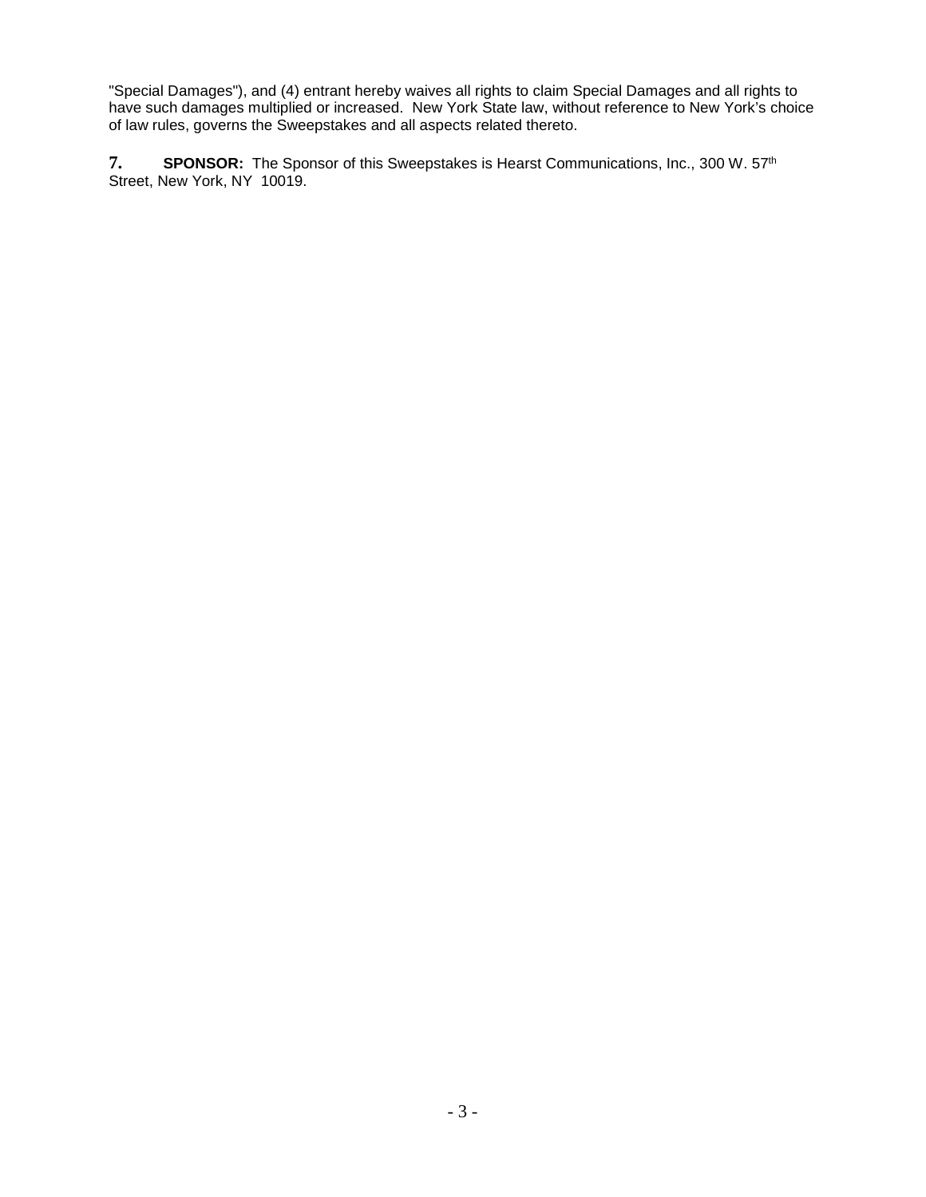"Special Damages"), and (4) entrant hereby waives all rights to claim Special Damages and all rights to have such damages multiplied or increased. New York State law, without reference to New York's choice of law rules, governs the Sweepstakes and all aspects related thereto.

**7.** **SPONSOR:** The Sponsor of this Sweepstakes is Hearst Communications, Inc., 300 W. 57th Street, New York, NY 10019.